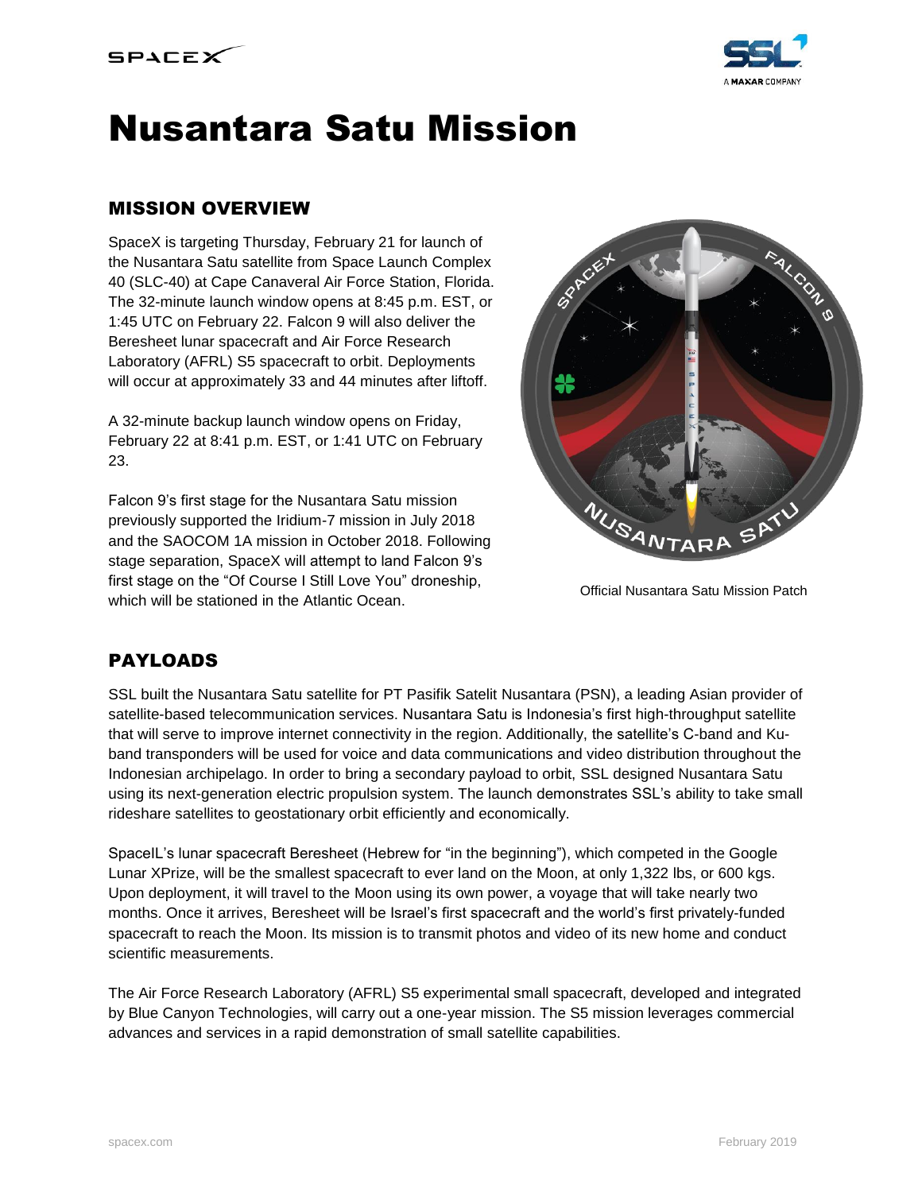# Nusantara Satu Mission

## MISSION OVERVIEW

SpaceX is targeting Thursday, February 21 for launch of the Nusantara Satu satellite from Space Launch Complex 40 (SLC-40) at Cape Canaveral Air Force Station, Florida. The 32-minute launch window opens at 8:45 p.m. EST, or 1:45 UTC on February 22. Falcon 9 will also deliver the Beresheet lunar spacecraft and Air Force Research Laboratory (AFRL) S5 spacecraft to orbit. Deployments will occur at approximately 33 and 44 minutes after liftoff.

A 32-minute backup launch window opens on Friday, February 22 at 8:41 p.m. EST, or 1:41 UTC on February 23.

Falcon 9's first stage for the Nusantara Satu mission previously supported the Iridium-7 mission in July 2018 and the SAOCOM 1A mission in October 2018. Following stage separation, SpaceX will attempt to land Falcon 9's first stage on the "Of Course I Still Love You" droneship, which will be stationed in the Atlantic Ocean.

Official Nusantara Satu Mission Patch

## PAYLOADS

SSL built the Nusantara Satu satellite for PT Pasifik Satelit Nusantara (PSN), a leading Asian provider of satellite-based telecommunication services. Nusantara Satu is Indonesia's first high-throughput satellite that will serve to improve internet connectivity in the region. Additionally, the satellite's C-band and Ku-band transponders will be used for voice and data communications and video distribution throughout the Indonesian archipelago. In order to bring a secondary payload to orbit, SSL designed Nusantara Satu using its next-generation electric propulsion system. The launch demonstrates SSL's ability to take small rideshare satellites to geostationary orbit efficiently and economically.

SpaceIL's lunar spacecraft Beresheet (Hebrew for "in the beginning"), which competed in the Google Lunar XPrize, will be the smallest spacecraft to ever land on the Moon, at only 1,322 lbs, or 600 kgs. Upon deployment, it will travel to the Moon using its own power, a voyage that will take nearly two months. Once it arrives, Beresheet will be Israel's first spacecraft and the world's first privately-funded spacecraft to reach the Moon. Its mission is to transmit photos and video of its new home and conduct scientific measurements.

The Air Force Research Laboratory (AFRL) S5 experimental small spacecraft, developed and integrated by Blue Canyon Technologies, will carry out a one-year mission. The S5 mission leverages commercial advances and services in a rapid demonstration of small satellite capabilities.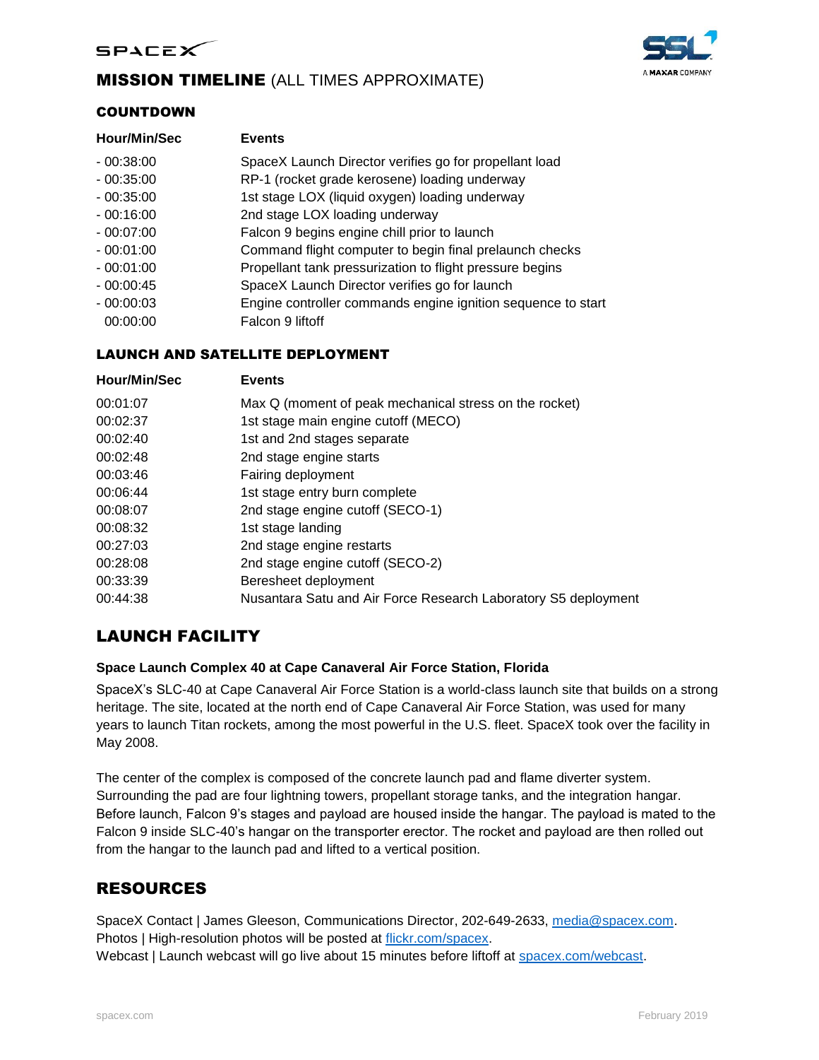# MISSION TIMELINE (ALL TIMES APPROXIMATE)

### COUNTDOWN

| Hour/Min/Sec | Events |
|---|---|
| - 00:38:00 | SpaceX Launch Director verifies go for propellant load |
| - 00:35:00 | RP-1 (rocket grade kerosene) loading underway |
| - 00:35:00 | 1st stage LOX (liquid oxygen) loading underway |
| - 00:16:00 | 2nd stage LOX loading underway |
| - 00:07:00 | Falcon 9 begins engine chill prior to launch |
| - 00:01:00 | Command flight computer to begin final prelaunch checks |
| - 00:01:00 | Propellant tank pressurization to flight pressure begins |
| - 00:00:45 | SpaceX Launch Director verifies go for launch |
| - 00:00:03 | Engine controller commands engine ignition sequence to start |
| 00:00:00 | Falcon 9 liftoff |

### LAUNCH AND SATELLITE DEPLOYMENT

| Hour/Min/Sec | Events |
|---|---|
| 00:01:07 | Max Q (moment of peak mechanical stress on the rocket) |
| 00:02:37 | 1st stage main engine cutoff (MECO) |
| 00:02:40 | 1st and 2nd stages separate |
| 00:02:48 | 2nd stage engine starts |
| 00:03:46 | Fairing deployment |
| 00:06:44 | 1st stage entry burn complete |
| 00:08:07 | 2nd stage engine cutoff (SECO-1) |
| 00:08:32 | 1st stage landing |
| 00:27:03 | 2nd stage engine restarts |
| 00:28:08 | 2nd stage engine cutoff (SECO-2) |
| 00:33:39 | Beresheet deployment |
| 00:44:38 | Nusantara Satu and Air Force Research Laboratory S5 deployment |

## LAUNCH FACILITY

**Space Launch Complex 40 at Cape Canaveral Air Force Station, Florida**

SpaceX's SLC-40 at Cape Canaveral Air Force Station is a world-class launch site that builds on a strong heritage. The site, located at the north end of Cape Canaveral Air Force Station, was used for many years to launch Titan rockets, among the most powerful in the U.S. fleet. SpaceX took over the facility in May 2008.

The center of the complex is composed of the concrete launch pad and flame diverter system. Surrounding the pad are four lightning towers, propellant storage tanks, and the integration hangar. Before launch, Falcon 9's stages and payload are housed inside the hangar. The payload is mated to the Falcon 9 inside SLC-40's hangar on the transporter erector. The rocket and payload are then rolled out from the hangar to the launch pad and lifted to a vertical position.

## RESOURCES

SpaceX Contact | James Gleeson, Communications Director, 202-649-2633, media@spacex.com.
Photos | High-resolution photos will be posted at flickr.com/spacex.
Webcast | Launch webcast will go live about 15 minutes before liftoff at spacex.com/webcast.